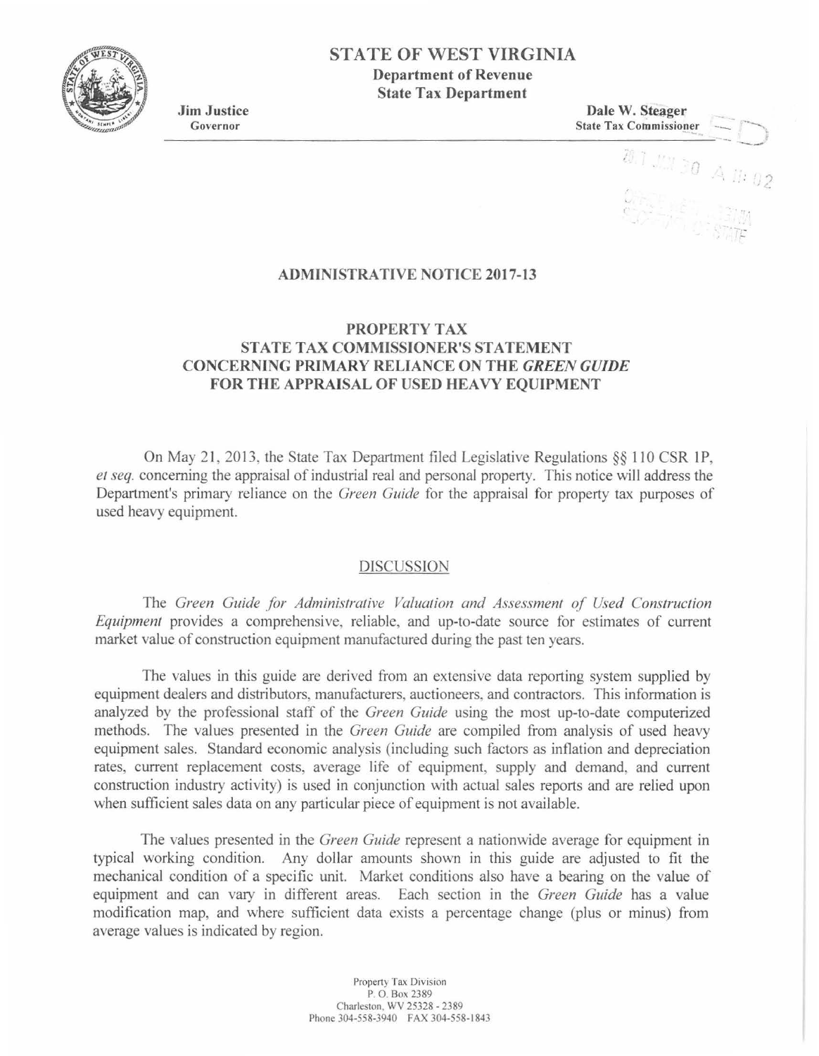# STATE OF WEST VIRGINIA

**Department of Revenue**
**State Tax Department**

**Jim Justice**
Governor

**Dale W. Steager**
State Tax Commissioner

## ADMINISTRATIVE NOTICE 2017-13

## PROPERTY TAX
## STATE TAX COMMISSIONER'S STATEMENT
## CONCERNING PRIMARY RELIANCE ON THE *GREEN GUIDE* FOR THE APPRAISAL OF USED HEAVY EQUIPMENT

On May 21, 2013, the State Tax Department filed Legislative Regulations §§ 110 CSR 1P, *et seq.* concerning the appraisal of industrial real and personal property. This notice will address the Department's primary reliance on the *Green Guide* for the appraisal for property tax purposes of used heavy equipment.

### DISCUSSION

The *Green Guide for Administrative Valuation and Assessment of Used Construction Equipment* provides a comprehensive, reliable, and up-to-date source for estimates of current market value of construction equipment manufactured during the past ten years.

The values in this guide are derived from an extensive data reporting system supplied by equipment dealers and distributors, manufacturers, auctioneers, and contractors. This information is analyzed by the professional staff of the *Green Guide* using the most up-to-date computerized methods. The values presented in the *Green Guide* are compiled from analysis of used heavy equipment sales. Standard economic analysis (including such factors as inflation and depreciation rates, current replacement costs, average life of equipment, supply and demand, and current construction industry activity) is used in conjunction with actual sales reports and are relied upon when sufficient sales data on any particular piece of equipment is not available.

The values presented in the *Green Guide* represent a nationwide average for equipment in typical working condition. Any dollar amounts shown in this guide are adjusted to fit the mechanical condition of a specific unit. Market conditions also have a bearing on the value of equipment and can vary in different areas. Each section in the *Green Guide* has a value modification map, and where sufficient data exists a percentage change (plus or minus) from average values is indicated by region.

Property Tax Division
P. O. Box 2389
Charleston, WV 25328 - 2389
Phone 304-558-3940 FAX 304-558-1843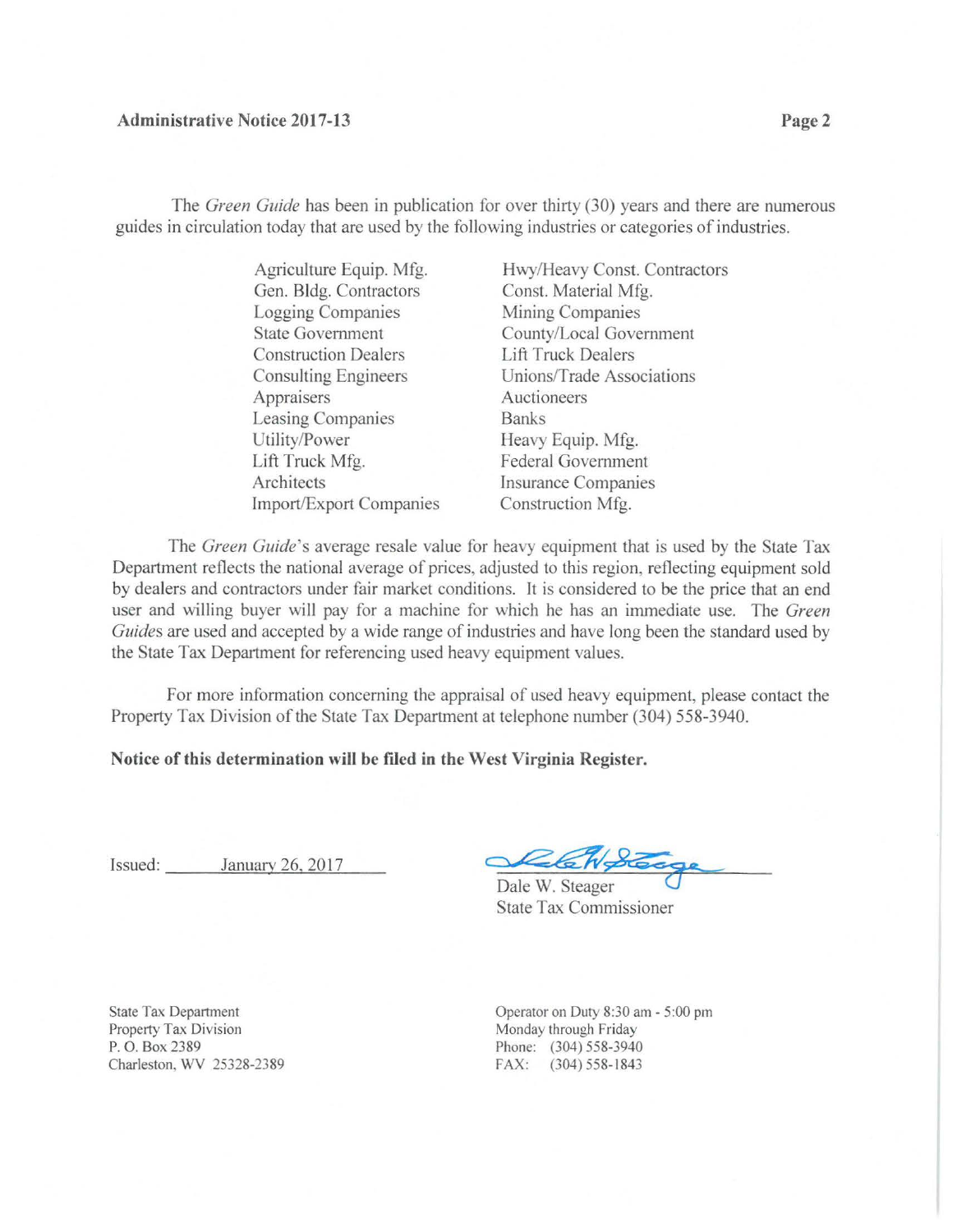The *Green Guide* has been in publication for over thirty (30) years and there are numerous guides in circulation today that are used by the following industries or categories of industries.

| | |
|---|---|
| Agriculture Equip. Mfg. | Hwy/Heavy Const. Contractors |
| Gen. Bldg. Contractors | Const. Material Mfg. |
| Logging Companies | Mining Companies |
| State Government | County/Local Government |
| Construction Dealers | Lift Truck Dealers |
| Consulting Engineers | Unions/Trade Associations |
| Appraisers | Auctioneers |
| Leasing Companies | Banks |
| Utility/Power | Heavy Equip. Mfg. |
| Lift Truck Mfg. | Federal Government |
| Architects | Insurance Companies |
| Import/Export Companies | Construction Mfg. |

The *Green Guide*'s average resale value for heavy equipment that is used by the State Tax Department reflects the national average of prices, adjusted to this region, reflecting equipment sold by dealers and contractors under fair market conditions. It is considered to be the price that an end user and willing buyer will pay for a machine for which he has an immediate use. The *Green Guides* are used and accepted by a wide range of industries and have long been the standard used by the State Tax Department for referencing used heavy equipment values.

For more information concerning the appraisal of used heavy equipment, please contact the Property Tax Division of the State Tax Department at telephone number (304) 558-3940.

**Notice of this determination will be filed in the West Virginia Register.**

Issued: January 26, 2017

Dale W. Steager
State Tax Commissioner

State Tax Department
Property Tax Division
P. O. Box 2389
Charleston, WV 25328-2389

Operator on Duty 8:30 am - 5:00 pm
Monday through Friday
Phone: (304) 558-3940
FAX: (304) 558-1843